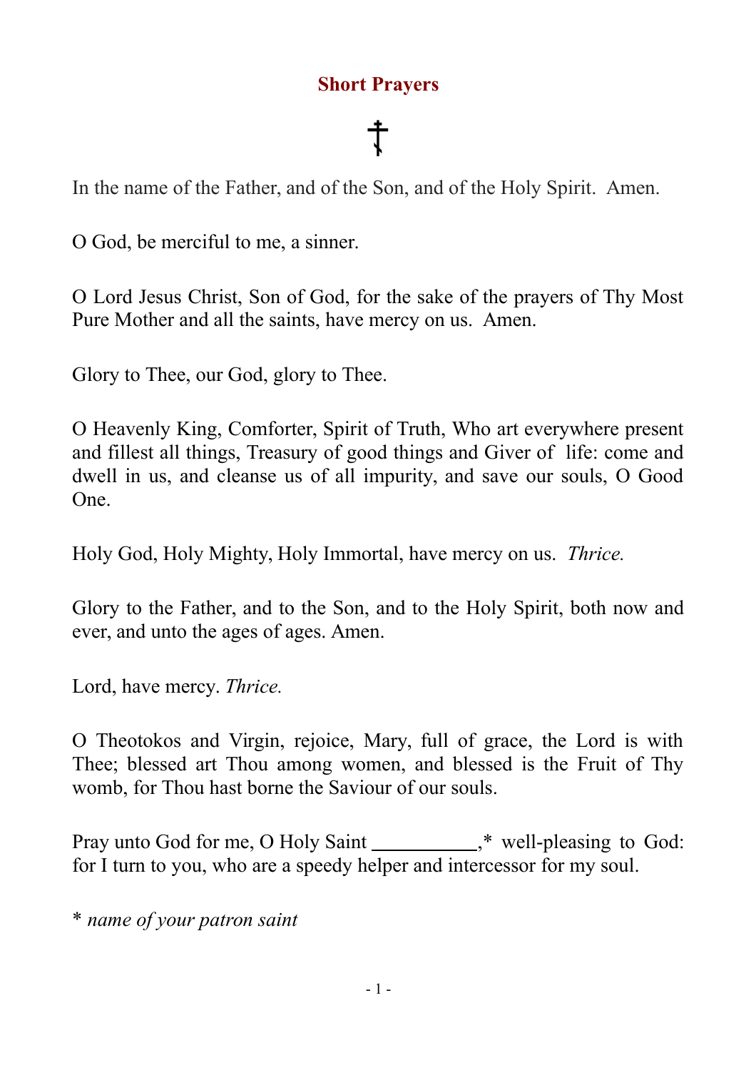# Short Prayers

☦

In the name of the Father, and of the Son, and of the Holy Spirit. Amen.

O God, be merciful to me, a sinner.

O Lord Jesus Christ, Son of God, for the sake of the prayers of Thy Most Pure Mother and all the saints, have mercy on us. Amen.

Glory to Thee, our God, glory to Thee.

O Heavenly King, Comforter, Spirit of Truth, Who art everywhere present and fillest all things, Treasury of good things and Giver of life: come and dwell in us, and cleanse us of all impurity, and save our souls, O Good One.

Holy God, Holy Mighty, Holy Immortal, have mercy on us. *Thrice.*

Glory to the Father, and to the Son, and to the Holy Spirit, both now and ever, and unto the ages of ages. Amen.

Lord, have mercy. *Thrice.*

O Theotokos and Virgin, rejoice, Mary, full of grace, the Lord is with Thee; blessed art Thou among women, and blessed is the Fruit of Thy womb, for Thou hast borne the Saviour of our souls.

Pray unto God for me, O Holy Saint ___________,* well-pleasing to God: for I turn to you, who are a speedy helper and intercessor for my soul.

\* *name of your patron saint*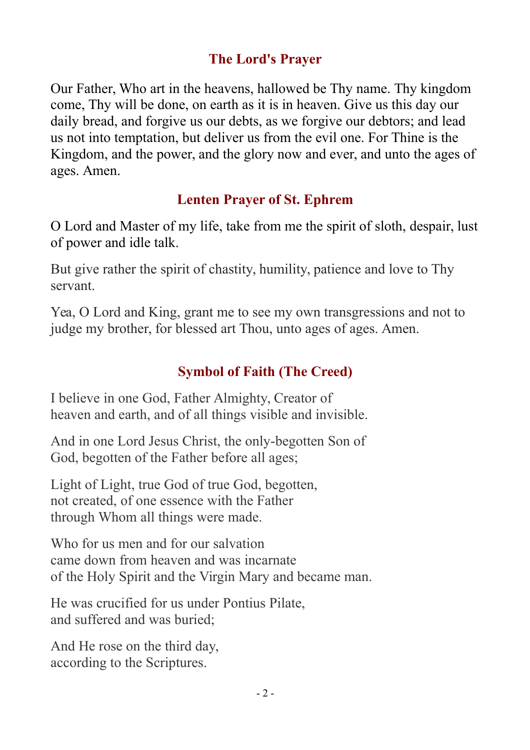## The Lord's Prayer

Our Father, Who art in the heavens, hallowed be Thy name. Thy kingdom come, Thy will be done, on earth as it is in heaven. Give us this day our daily bread, and forgive us our debts, as we forgive our debtors; and lead us not into temptation, but deliver us from the evil one. For Thine is the Kingdom, and the power, and the glory now and ever, and unto the ages of ages. Amen.

## Lenten Prayer of St. Ephrem

O Lord and Master of my life, take from me the spirit of sloth, despair, lust of power and idle talk.

But give rather the spirit of chastity, humility, patience and love to Thy servant.

Yea, O Lord and King, grant me to see my own transgressions and not to judge my brother, for blessed art Thou, unto ages of ages. Amen.

## Symbol of Faith (The Creed)

I believe in one God, Father Almighty, Creator of
heaven and earth, and of all things visible and invisible.

And in one Lord Jesus Christ, the only-begotten Son of
God, begotten of the Father before all ages;

Light of Light, true God of true God, begotten,
not created, of one essence with the Father
through Whom all things were made.

Who for us men and for our salvation
came down from heaven and was incarnate
of the Holy Spirit and the Virgin Mary and became man.

He was crucified for us under Pontius Pilate,
and suffered and was buried;

And He rose on the third day,
according to the Scriptures.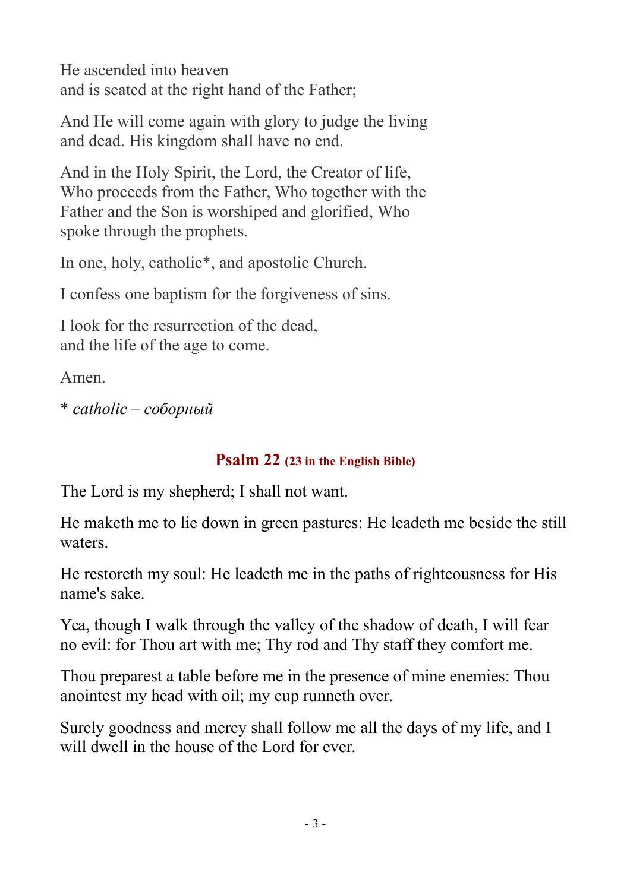He ascended into heaven
and is seated at the right hand of the Father;

And He will come again with glory to judge the living
and dead. His kingdom shall have no end.

And in the Holy Spirit, the Lord, the Creator of life,
Who proceeds from the Father, Who together with the
Father and the Son is worshiped and glorified, Who
spoke through the prophets.

In one, holy, catholic*, and apostolic Church.

I confess one baptism for the forgiveness of sins.

I look for the resurrection of the dead,
and the life of the age to come.

Amen.

\* *catholic – соборный*

## Psalm 22 (23 in the English Bible)

The Lord is my shepherd; I shall not want.

He maketh me to lie down in green pastures: He leadeth me beside the still waters.

He restoreth my soul: He leadeth me in the paths of righteousness for His name's sake.

Yea, though I walk through the valley of the shadow of death, I will fear no evil: for Thou art with me; Thy rod and Thy staff they comfort me.

Thou preparest a table before me in the presence of mine enemies: Thou anointest my head with oil; my cup runneth over.

Surely goodness and mercy shall follow me all the days of my life, and I will dwell in the house of the Lord for ever.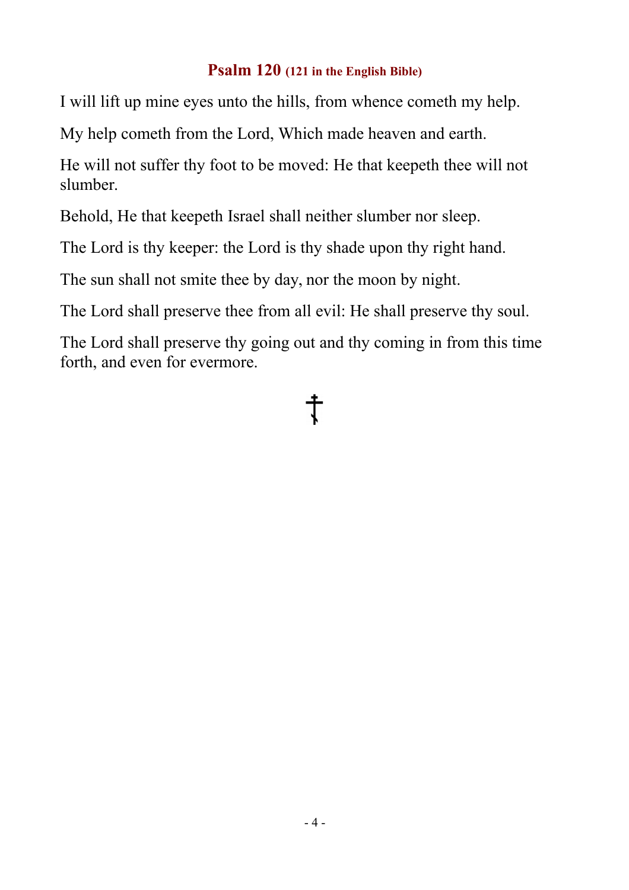## Psalm 120 (121 in the English Bible)

I will lift up mine eyes unto the hills, from whence cometh my help.

My help cometh from the Lord, Which made heaven and earth.

He will not suffer thy foot to be moved: He that keepeth thee will not slumber.

Behold, He that keepeth Israel shall neither slumber nor sleep.

The Lord is thy keeper: the Lord is thy shade upon thy right hand.

The sun shall not smite thee by day, nor the moon by night.

The Lord shall preserve thee from all evil: He shall preserve thy soul.

The Lord shall preserve thy going out and thy coming in from this time forth, and even for evermore.

☦